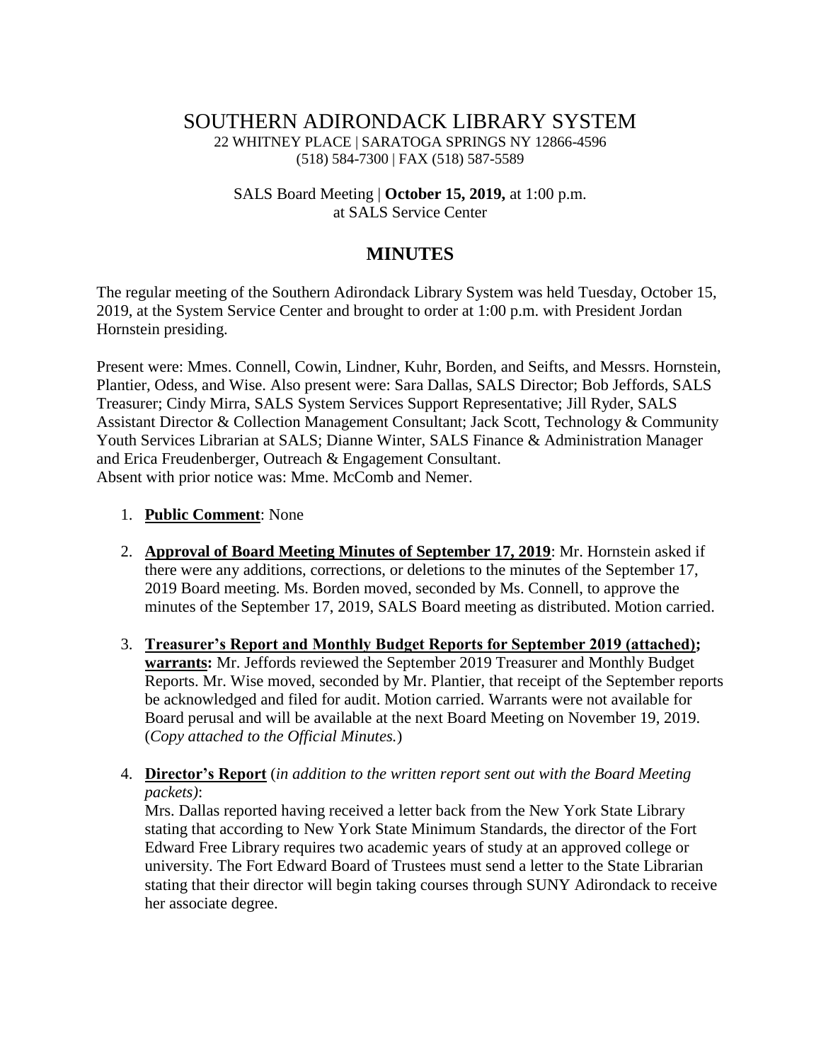# SOUTHERN ADIRONDACK LIBRARY SYSTEM

22 WHITNEY PLACE | SARATOGA SPRINGS NY 12866-4596
(518) 584-7300 | FAX (518) 587-5589

SALS Board Meeting | **October 15, 2019,** at 1:00 p.m.
at SALS Service Center

## MINUTES

The regular meeting of the Southern Adirondack Library System was held Tuesday, October 15, 2019, at the System Service Center and brought to order at 1:00 p.m. with President Jordan Hornstein presiding.

Present were: Mmes. Connell, Cowin, Lindner, Kuhr, Borden, and Seifts, and Messrs. Hornstein, Plantier, Odess, and Wise. Also present were: Sara Dallas, SALS Director; Bob Jeffords, SALS Treasurer; Cindy Mirra, SALS System Services Support Representative; Jill Ryder, SALS Assistant Director & Collection Management Consultant; Jack Scott, Technology & Community Youth Services Librarian at SALS; Dianne Winter, SALS Finance & Administration Manager and Erica Freudenberger, Outreach & Engagement Consultant.
Absent with prior notice was: Mme. McComb and Nemer.

1. **Public Comment**: None

2. **Approval of Board Meeting Minutes of September 17, 2019**: Mr. Hornstein asked if there were any additions, corrections, or deletions to the minutes of the September 17, 2019 Board meeting. Ms. Borden moved, seconded by Ms. Connell, to approve the minutes of the September 17, 2019, SALS Board meeting as distributed. Motion carried.

3. **Treasurer's Report and Monthly Budget Reports for September 2019 (attached); warrants:** Mr. Jeffords reviewed the September 2019 Treasurer and Monthly Budget Reports. Mr. Wise moved, seconded by Mr. Plantier, that receipt of the September reports be acknowledged and filed for audit. Motion carried. Warrants were not available for Board perusal and will be available at the next Board Meeting on November 19, 2019. (*Copy attached to the Official Minutes.*)

4. **Director's Report** (*in addition to the written report sent out with the Board Meeting packets)*:
   Mrs. Dallas reported having received a letter back from the New York State Library stating that according to New York State Minimum Standards, the director of the Fort Edward Free Library requires two academic years of study at an approved college or university. The Fort Edward Board of Trustees must send a letter to the State Librarian stating that their director will begin taking courses through SUNY Adirondack to receive her associate degree.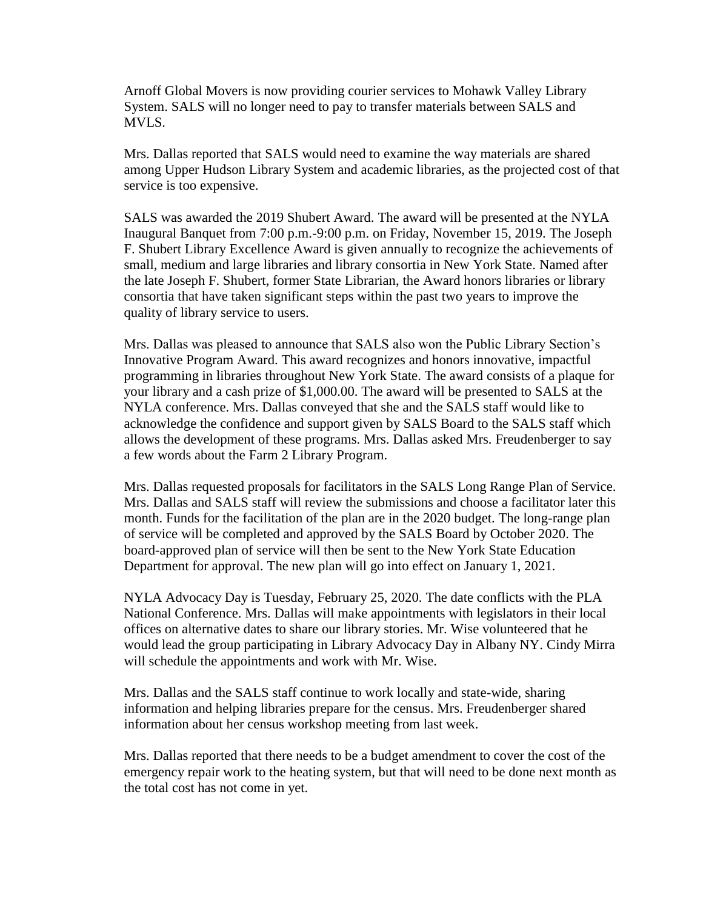Arnoff Global Movers is now providing courier services to Mohawk Valley Library System. SALS will no longer need to pay to transfer materials between SALS and MVLS.

Mrs. Dallas reported that SALS would need to examine the way materials are shared among Upper Hudson Library System and academic libraries, as the projected cost of that service is too expensive.

SALS was awarded the 2019 Shubert Award. The award will be presented at the NYLA Inaugural Banquet from 7:00 p.m.-9:00 p.m. on Friday, November 15, 2019. The Joseph F. Shubert Library Excellence Award is given annually to recognize the achievements of small, medium and large libraries and library consortia in New York State. Named after the late Joseph F. Shubert, former State Librarian, the Award honors libraries or library consortia that have taken significant steps within the past two years to improve the quality of library service to users.

Mrs. Dallas was pleased to announce that SALS also won the Public Library Section's Innovative Program Award. This award recognizes and honors innovative, impactful programming in libraries throughout New York State. The award consists of a plaque for your library and a cash prize of $1,000.00. The award will be presented to SALS at the NYLA conference. Mrs. Dallas conveyed that she and the SALS staff would like to acknowledge the confidence and support given by SALS Board to the SALS staff which allows the development of these programs. Mrs. Dallas asked Mrs. Freudenberger to say a few words about the Farm 2 Library Program.

Mrs. Dallas requested proposals for facilitators in the SALS Long Range Plan of Service. Mrs. Dallas and SALS staff will review the submissions and choose a facilitator later this month. Funds for the facilitation of the plan are in the 2020 budget. The long-range plan of service will be completed and approved by the SALS Board by October 2020. The board-approved plan of service will then be sent to the New York State Education Department for approval. The new plan will go into effect on January 1, 2021.

NYLA Advocacy Day is Tuesday, February 25, 2020. The date conflicts with the PLA National Conference. Mrs. Dallas will make appointments with legislators in their local offices on alternative dates to share our library stories. Mr. Wise volunteered that he would lead the group participating in Library Advocacy Day in Albany NY. Cindy Mirra will schedule the appointments and work with Mr. Wise.

Mrs. Dallas and the SALS staff continue to work locally and state-wide, sharing information and helping libraries prepare for the census. Mrs. Freudenberger shared information about her census workshop meeting from last week.

Mrs. Dallas reported that there needs to be a budget amendment to cover the cost of the emergency repair work to the heating system, but that will need to be done next month as the total cost has not come in yet.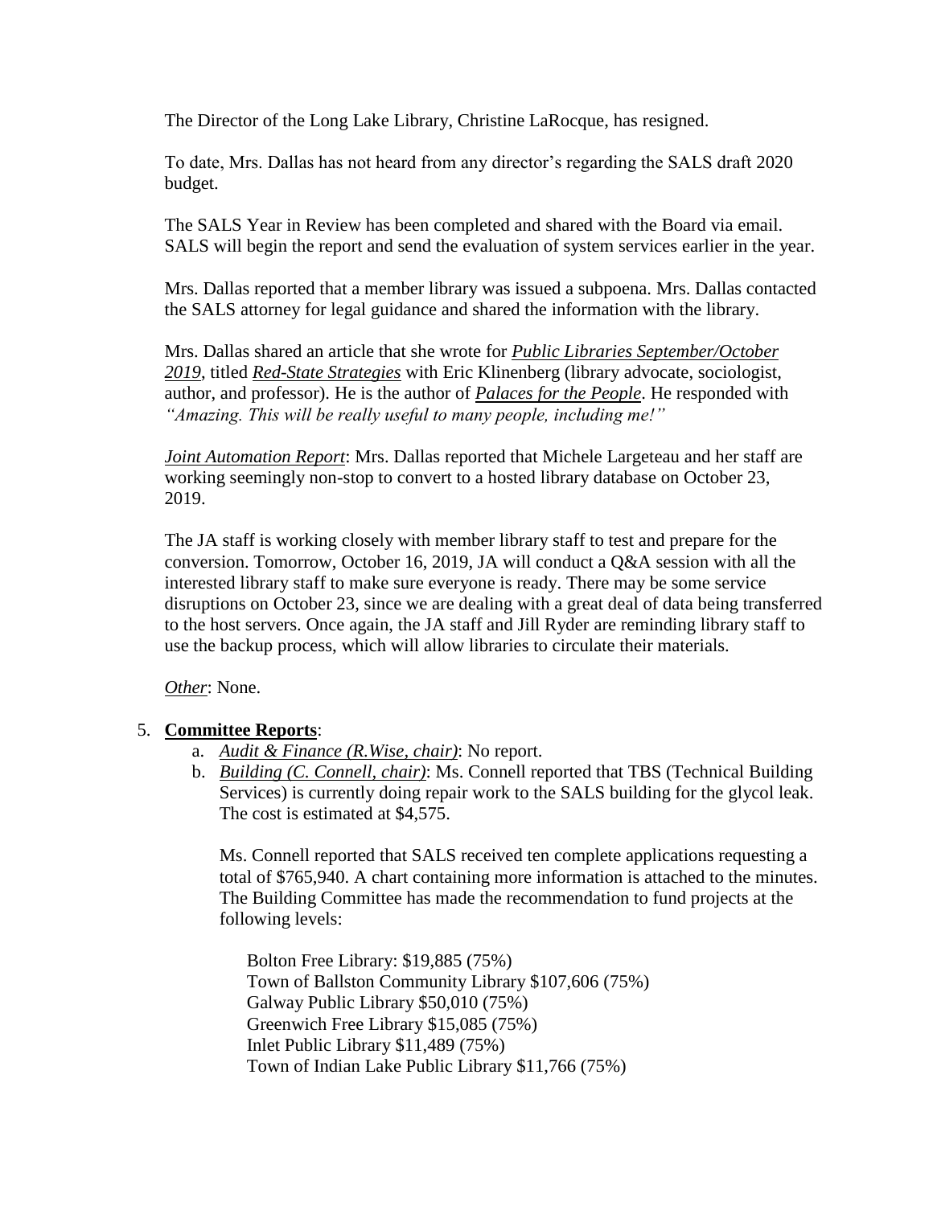The Director of the Long Lake Library, Christine LaRocque, has resigned.

To date, Mrs. Dallas has not heard from any director's regarding the SALS draft 2020 budget.

The SALS Year in Review has been completed and shared with the Board via email. SALS will begin the report and send the evaluation of system services earlier in the year.

Mrs. Dallas reported that a member library was issued a subpoena. Mrs. Dallas contacted the SALS attorney for legal guidance and shared the information with the library.

Mrs. Dallas shared an article that she wrote for ***Public Libraries September/October 2019***, titled ***Red-State Strategies*** with Eric Klinenberg (library advocate, sociologist, author, and professor). He is the author of ***Palaces for the People***. He responded with *"Amazing. This will be really useful to many people, including me!"*

*Joint Automation Report*: Mrs. Dallas reported that Michele Largeteau and her staff are working seemingly non-stop to convert to a hosted library database on October 23, 2019.

The JA staff is working closely with member library staff to test and prepare for the conversion. Tomorrow, October 16, 2019, JA will conduct a Q&A session with all the interested library staff to make sure everyone is ready. There may be some service disruptions on October 23, since we are dealing with a great deal of data being transferred to the host servers. Once again, the JA staff and Jill Ryder are reminding library staff to use the backup process, which will allow libraries to circulate their materials.

*Other*: None.

5. **Committee Reports**:
   a. *Audit & Finance (R.Wise, chair)*: No report.
   b. *Building (C. Connell, chair)*: Ms. Connell reported that TBS (Technical Building Services) is currently doing repair work to the SALS building for the glycol leak. The cost is estimated at $4,575.

      Ms. Connell reported that SALS received ten complete applications requesting a total of $765,940. A chart containing more information is attached to the minutes. The Building Committee has made the recommendation to fund projects at the following levels:

      Bolton Free Library: $19,885 (75%)
      Town of Ballston Community Library $107,606 (75%)
      Galway Public Library $50,010 (75%)
      Greenwich Free Library $15,085 (75%)
      Inlet Public Library $11,489 (75%)
      Town of Indian Lake Public Library $11,766 (75%)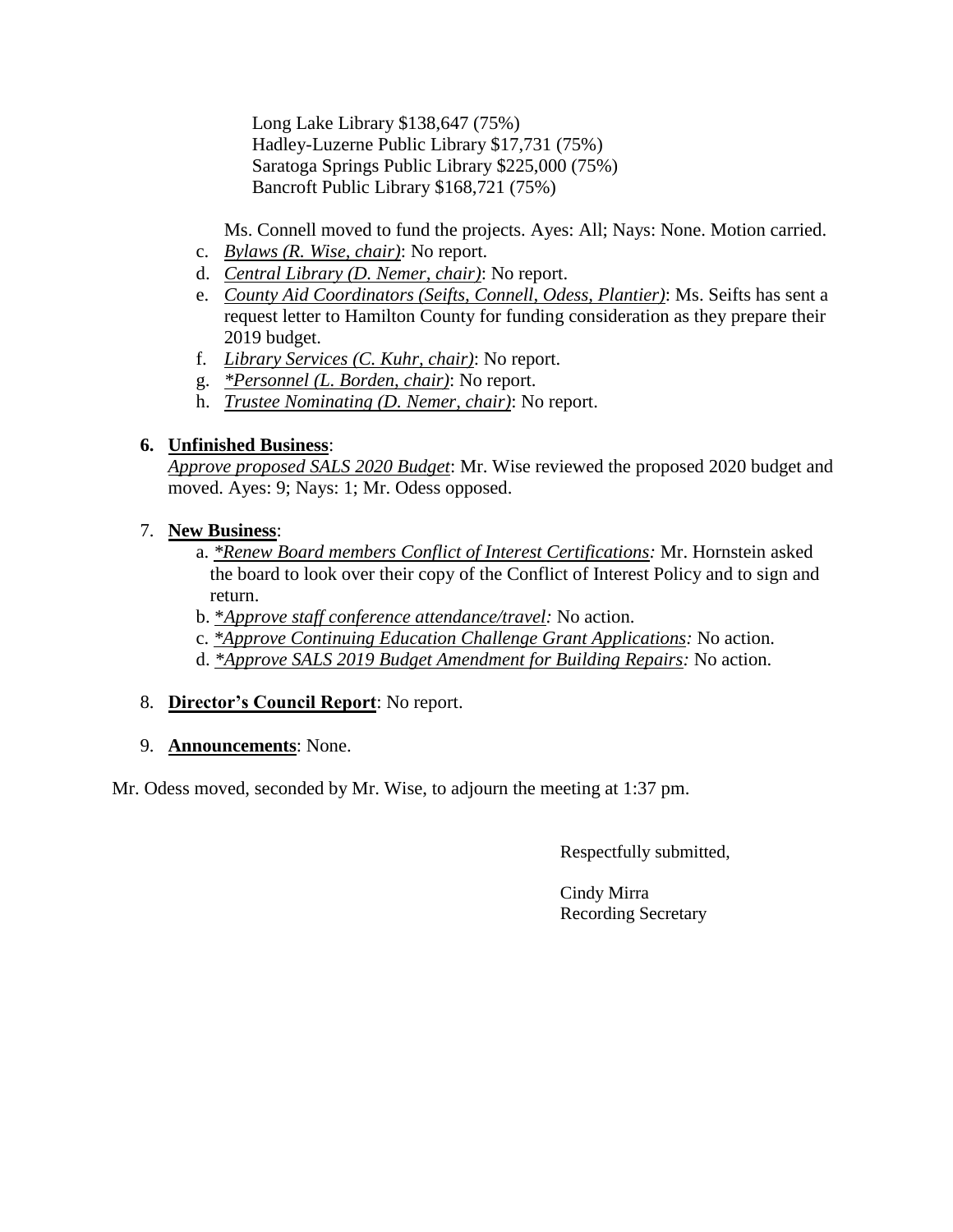Long Lake Library $138,647 (75%)
Hadley-Luzerne Public Library $17,731 (75%)
Saratoga Springs Public Library $225,000 (75%)
Bancroft Public Library $168,721 (75%)

Ms. Connell moved to fund the projects. Ayes: All; Nays: None. Motion carried.

c. *Bylaws (R. Wise, chair)*: No report.
d. *Central Library (D. Nemer, chair)*: No report.
e. *County Aid Coordinators (Seifts, Connell, Odess, Plantier)*: Ms. Seifts has sent a request letter to Hamilton County for funding consideration as they prepare their 2019 budget.
f. *Library Services (C. Kuhr, chair)*: No report.
g. *\*Personnel (L. Borden, chair)*: No report.
h. *Trustee Nominating (D. Nemer, chair)*: No report.

6. **Unfinished Business**:
   *Approve proposed SALS 2020 Budget*: Mr. Wise reviewed the proposed 2020 budget and moved. Ayes: 9; Nays: 1; Mr. Odess opposed.

7. **New Business**:
   a. *\*Renew Board members Conflict of Interest Certifications:* Mr. Hornstein asked the board to look over their copy of the Conflict of Interest Policy and to sign and return.
   b. *\*Approve staff conference attendance/travel:* No action.
   c. *\*Approve Continuing Education Challenge Grant Applications:* No action.
   d. *\*Approve SALS 2019 Budget Amendment for Building Repairs:* No action.

8. **Director's Council Report**: No report.

9. **Announcements**: None.

Mr. Odess moved, seconded by Mr. Wise, to adjourn the meeting at 1:37 pm.

Respectfully submitted,

Cindy Mirra
Recording Secretary